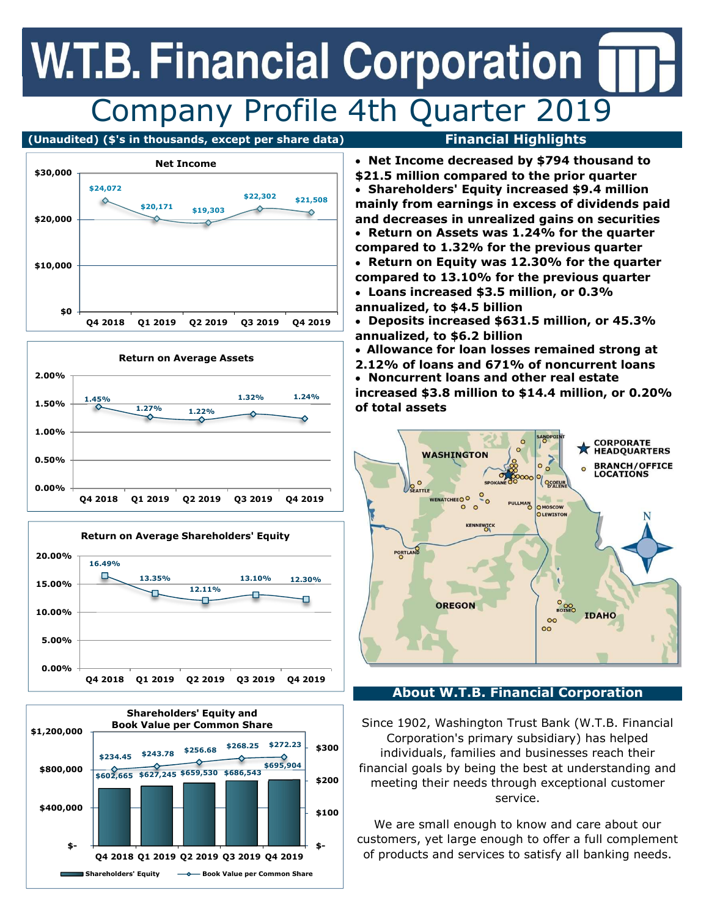# W.T.B. Financial Corporation

# Company Profile 4th Quarter 2019

(Unaudited) ($'s in thousands, except per share data)

### Net Income

| | Q4 2018 | Q1 2019 | Q2 2019 | Q3 2019 | Q4 2019 |
|---|---|---|---|---|---|
| Net Income | $24,072 | $20,171 | $19,303 | $22,302 | $21,508 |

### Return on Average Assets

| | Q4 2018 | Q1 2019 | Q2 2019 | Q3 2019 | Q4 2019 |
|---|---|---|---|---|---|
| Return on Average Assets | 1.45% | 1.27% | 1.22% | 1.32% | 1.24% |

### Return on Average Shareholders' Equity

| | Q4 2018 | Q1 2019 | Q2 2019 | Q3 2019 | Q4 2019 |
|---|---|---|---|---|---|
| Return on Average Shareholders' Equity | 16.49% | 13.35% | 12.11% | 13.10% | 12.30% |

### Shareholders' Equity and Book Value per Common Share

| | Q4 2018 | Q1 2019 | Q2 2019 | Q3 2019 | Q4 2019 |
|---|---|---|---|---|---|
| Shareholders' Equity | $602,665 | $627,245 | $659,530 | $686,543 | $695,904 |
| Book Value per Common Share | $234.45 | $243.78 | $256.68 | $268.25 | $272.23 |

## Financial Highlights

- **Net Income decreased by $794 thousand to $21.5 million compared to the prior quarter**
- **Shareholders' Equity increased $9.4 million mainly from earnings in excess of dividends paid and decreases in unrealized gains on securities**
- **Return on Assets was 1.24% for the quarter compared to 1.32% for the previous quarter**
- **Return on Equity was 12.30% for the quarter compared to 13.10% for the previous quarter**
- **Loans increased $3.5 million, or 0.3% annualized, to $4.5 billion**
- **Deposits increased $631.5 million, or 45.3% annualized, to $6.2 billion**
- **Allowance for loan losses remained strong at 2.12% of loans and 671% of noncurrent loans**
- **Noncurrent loans and other real estate increased $3.8 million to $14.4 million, or 0.20% of total assets**

## About W.T.B. Financial Corporation

Since 1902, Washington Trust Bank (W.T.B. Financial Corporation's primary subsidiary) has helped individuals, families and businesses reach their financial goals by being the best at understanding and meeting their needs through exceptional customer service.

We are small enough to know and care about our customers, yet large enough to offer a full complement of products and services to satisfy all banking needs.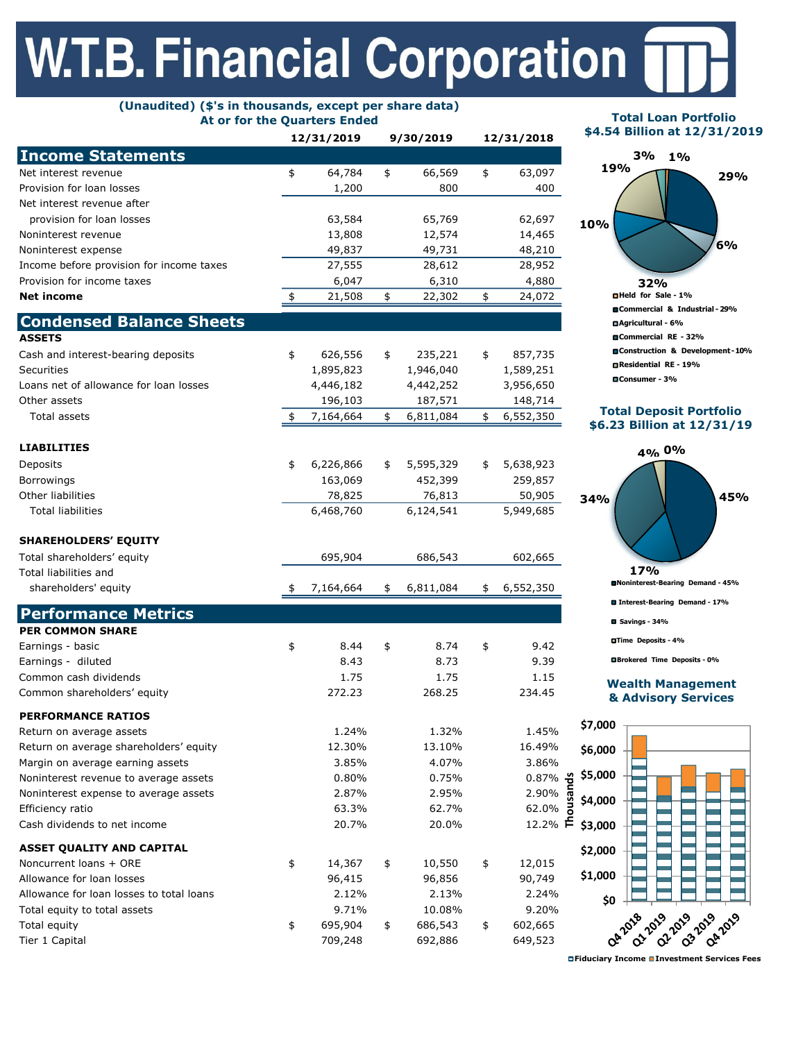# W.T.B. Financial Corporation

**(Unaudited) ($'s in thousands, except per share data)**
**At or for the Quarters Ended**

| | 12/31/2019 | 9/30/2019 | 12/31/2018 |
|---|---|---|---|
| **Income Statements** | | | |
| Net interest revenue | $ 64,784 | $ 66,569 | $ 63,097 |
| Provision for loan losses | 1,200 | 800 | 400 |
| Net interest revenue after provision for loan losses | 63,584 | 65,769 | 62,697 |
| Noninterest revenue | 13,808 | 12,574 | 14,465 |
| Noninterest expense | 49,837 | 49,731 | 48,210 |
| Income before provision for income taxes | 27,555 | 28,612 | 28,952 |
| Provision for income taxes | 6,047 | 6,310 | 4,880 |
| **Net income** | $ 21,508 | $ 22,302 | $ 24,072 |
| **Condensed Balance Sheets** | | | |
| **ASSETS** | | | |
| Cash and interest-bearing deposits | $ 626,556 | $ 235,221 | $ 857,735 |
| Securities | 1,895,823 | 1,946,040 | 1,589,251 |
| Loans net of allowance for loan losses | 4,446,182 | 4,442,252 | 3,956,650 |
| Other assets | 196,103 | 187,571 | 148,714 |
| Total assets | $ 7,164,664 | $ 6,811,084 | $ 6,552,350 |
| **LIABILITIES** | | | |
| Deposits | $ 6,226,866 | $ 5,595,329 | $ 5,638,923 |
| Borrowings | 163,069 | 452,399 | 259,857 |
| Other liabilities | 78,825 | 76,813 | 50,905 |
| Total liabilities | 6,468,760 | 6,124,541 | 5,949,685 |
| **SHAREHOLDERS' EQUITY** | | | |
| Total shareholders' equity | 695,904 | 686,543 | 602,665 |
| Total liabilities and shareholders' equity | $ 7,164,664 | $ 6,811,084 | $ 6,552,350 |
| **Performance Metrics** | | | |
| **PER COMMON SHARE** | | | |
| Earnings - basic | $ 8.44 | $ 8.74 | $ 9.42 |
| Earnings - diluted | 8.43 | 8.73 | 9.39 |
| Common cash dividends | 1.75 | 1.75 | 1.15 |
| Common shareholders' equity | 272.23 | 268.25 | 234.45 |
| **PERFORMANCE RATIOS** | | | |
| Return on average assets | 1.24% | 1.32% | 1.45% |
| Return on average shareholders' equity | 12.30% | 13.10% | 16.49% |
| Margin on average earning assets | 3.85% | 4.07% | 3.86% |
| Noninterest revenue to average assets | 0.80% | 0.75% | 0.87% |
| Noninterest expense to average assets | 2.87% | 2.95% | 2.90% |
| Efficiency ratio | 63.3% | 62.7% | 62.0% |
| Cash dividends to net income | 20.7% | 20.0% | 12.2% |
| **ASSET QUALITY AND CAPITAL** | | | |
| Noncurrent loans + ORE | $ 14,367 | $ 10,550 | $ 12,015 |
| Allowance for loan losses | 96,415 | 96,856 | 90,749 |
| Allowance for loan losses to total loans | 2.12% | 2.13% | 2.24% |
| Total equity to total assets | 9.71% | 10.08% | 9.20% |
| Total equity | $ 695,904 | $ 686,543 | $ 602,665 |
| Tier 1 Capital | 709,248 | 692,886 | 649,523 |

**Total Loan Portfolio**
**$4.54 Billion at 12/31/2019**

3% 1% 29% 6% 32% 10% 19%

- Held for Sale - 1%
- Commercial & Industrial - 29%
- Agricultural - 6%
- Commercial RE - 32%
- Construction & Development - 10%
- Residential RE - 19%
- Consumer - 3%

**Total Deposit Portfolio**
**$6.23 Billion at 12/31/19**

4% 0% 45% 17% 34%

- Noninterest-Bearing Demand - 45%
- Interest-Bearing Demand - 17%
- Savings - 34%
- Time Deposits - 4%
- Brokered Time Deposits - 0%

**Wealth Management & Advisory Services**

$7,000
$6,000
$5,000
$4,000
$3,000
$2,000
$1,000
$0

Thousands

Q4 2018, Q1 2019, Q2 2019, Q3 2019, Q4 2019

Fiduciary Income, Investment Services Fees